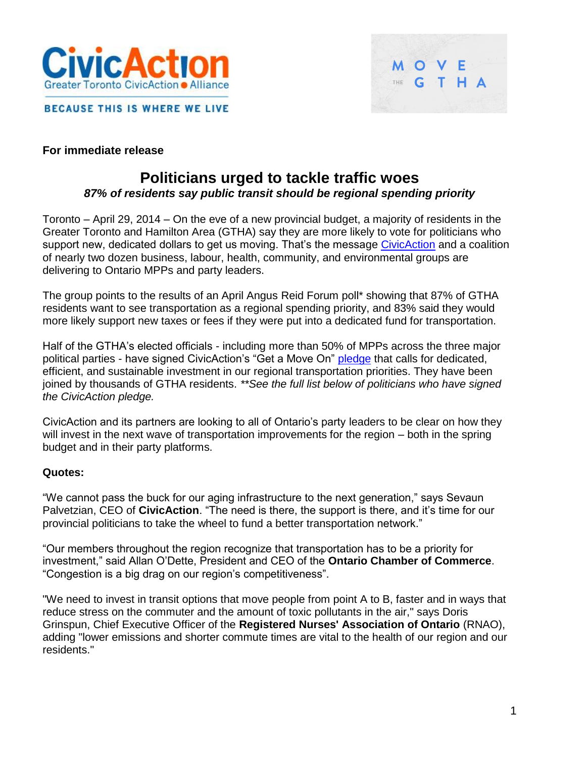CivicAction
Greater Toronto CivicAction Alliance

BECAUSE THIS IS WHERE WE LIVE

MOVE THE GTHA

**For immediate release**

# Politicians urged to tackle traffic woes

***87% of residents say public transit should be regional spending priority***

Toronto – April 29, 2014 – On the eve of a new provincial budget, a majority of residents in the Greater Toronto and Hamilton Area (GTHA) say they are more likely to vote for politicians who support new, dedicated dollars to get us moving. That's the message CivicAction and a coalition of nearly two dozen business, labour, health, community, and environmental groups are delivering to Ontario MPPs and party leaders.

The group points to the results of an April Angus Reid Forum poll* showing that 87% of GTHA residents want to see transportation as a regional spending priority, and 83% said they would more likely support new taxes or fees if they were put into a dedicated fund for transportation.

Half of the GTHA's elected officials - including more than 50% of MPPs across the three major political parties - have signed CivicAction's "Get a Move On" pledge that calls for dedicated, efficient, and sustainable investment in our regional transportation priorities. They have been joined by thousands of GTHA residents. ***\*\*See the full list below of politicians who have signed the CivicAction pledge.***

CivicAction and its partners are looking to all of Ontario's party leaders to be clear on how they will invest in the next wave of transportation improvements for the region – both in the spring budget and in their party platforms.

**Quotes:**

"We cannot pass the buck for our aging infrastructure to the next generation," says Sevaun Palvetzian, CEO of **CivicAction**. "The need is there, the support is there, and it's time for our provincial politicians to take the wheel to fund a better transportation network."

"Our members throughout the region recognize that transportation has to be a priority for investment," said Allan O'Dette, President and CEO of the **Ontario Chamber of Commerce**. "Congestion is a big drag on our region's competitiveness".

"We need to invest in transit options that move people from point A to B, faster and in ways that reduce stress on the commuter and the amount of toxic pollutants in the air," says Doris Grinspun, Chief Executive Officer of the **Registered Nurses' Association of Ontario** (RNAO), adding "lower emissions and shorter commute times are vital to the health of our region and our residents."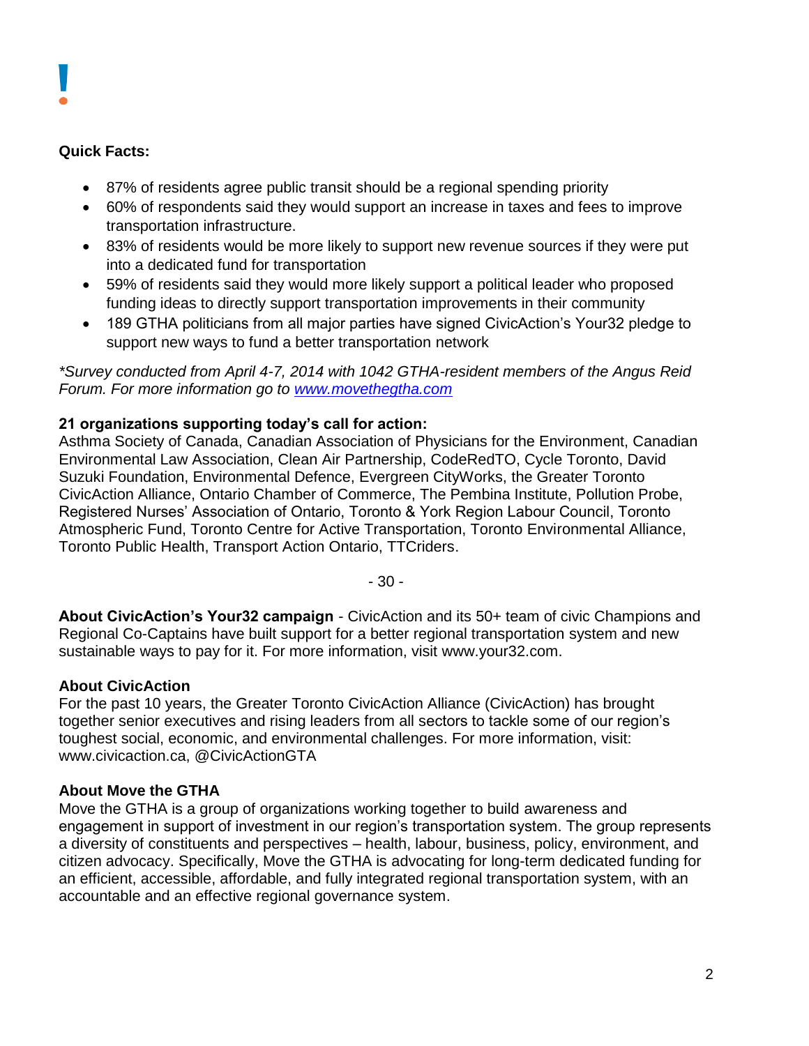**Quick Facts:**

- 87% of residents agree public transit should be a regional spending priority
- 60% of respondents said they would support an increase in taxes and fees to improve transportation infrastructure.
- 83% of residents would be more likely to support new revenue sources if they were put into a dedicated fund for transportation
- 59% of residents said they would more likely support a political leader who proposed funding ideas to directly support transportation improvements in their community
- 189 GTHA politicians from all major parties have signed CivicAction's Your32 pledge to support new ways to fund a better transportation network

*\*Survey conducted from April 4-7, 2014 with 1042 GTHA-resident members of the Angus Reid Forum. For more information go to [www.movethegtha.com](www.movethegtha.com)*

**21 organizations supporting today's call for action:**
Asthma Society of Canada, Canadian Association of Physicians for the Environment, Canadian Environmental Law Association, Clean Air Partnership, CodeRedTO, Cycle Toronto, David Suzuki Foundation, Environmental Defence, Evergreen CityWorks, the Greater Toronto CivicAction Alliance, Ontario Chamber of Commerce, The Pembina Institute, Pollution Probe, Registered Nurses' Association of Ontario, Toronto & York Region Labour Council, Toronto Atmospheric Fund, Toronto Centre for Active Transportation, Toronto Environmental Alliance, Toronto Public Health, Transport Action Ontario, TTCriders.

- 30 -

**About CivicAction's Your32 campaign** - CivicAction and its 50+ team of civic Champions and Regional Co-Captains have built support for a better regional transportation system and new sustainable ways to pay for it. For more information, visit www.your32.com.

**About CivicAction**
For the past 10 years, the Greater Toronto CivicAction Alliance (CivicAction) has brought together senior executives and rising leaders from all sectors to tackle some of our region's toughest social, economic, and environmental challenges. For more information, visit: www.civicaction.ca, @CivicActionGTA

**About Move the GTHA**
Move the GTHA is a group of organizations working together to build awareness and engagement in support of investment in our region's transportation system. The group represents a diversity of constituents and perspectives – health, labour, business, policy, environment, and citizen advocacy. Specifically, Move the GTHA is advocating for long-term dedicated funding for an efficient, accessible, affordable, and fully integrated regional transportation system, with an accountable and an effective regional governance system.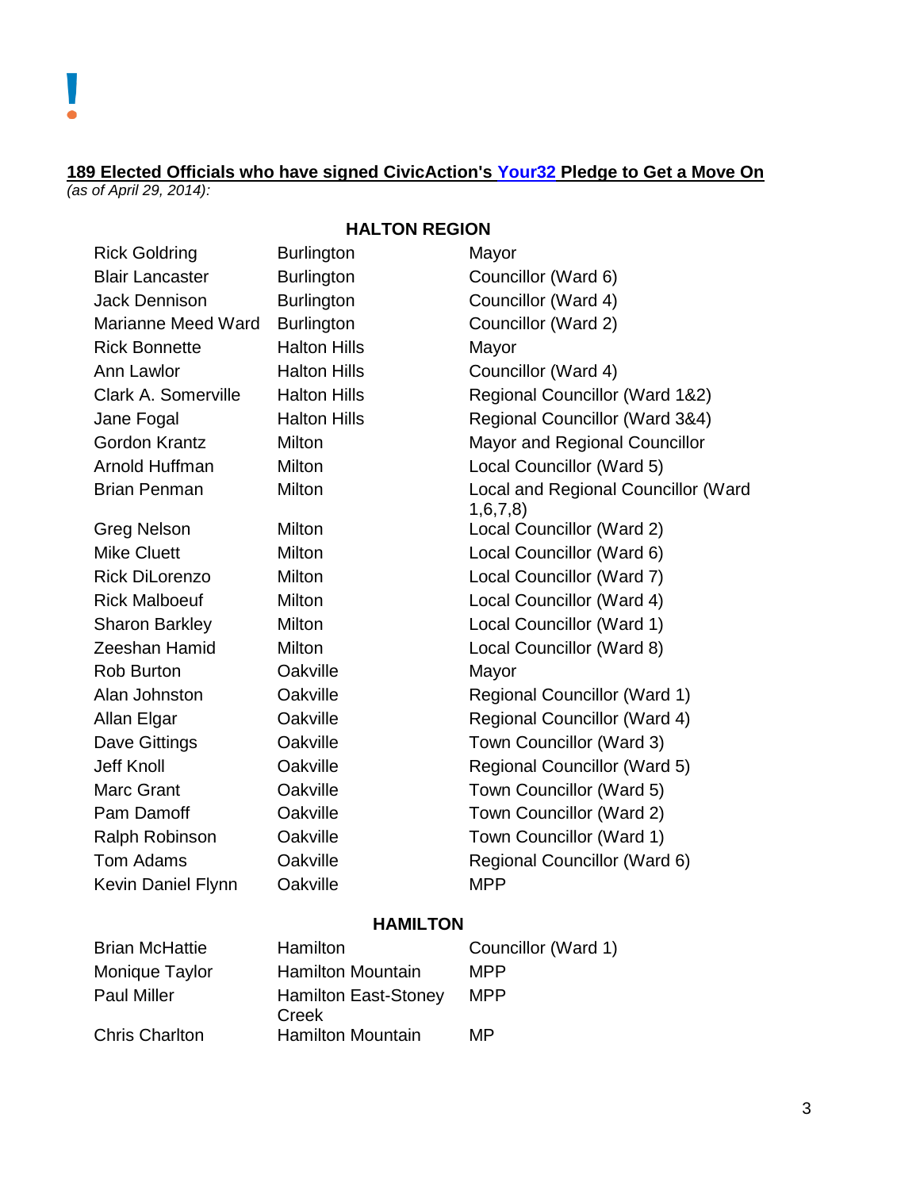**189 Elected Officials who have signed CivicAction's Your32 Pledge to Get a Move On**
*(as of April 29, 2014):*

**HALTON REGION**

| | | |
|---|---|---|
| Rick Goldring | Burlington | Mayor |
| Blair Lancaster | Burlington | Councillor (Ward 6) |
| Jack Dennison | Burlington | Councillor (Ward 4) |
| Marianne Meed Ward | Burlington | Councillor (Ward 2) |
| Rick Bonnette | Halton Hills | Mayor |
| Ann Lawlor | Halton Hills | Councillor (Ward 4) |
| Clark A. Somerville | Halton Hills | Regional Councillor (Ward 1&2) |
| Jane Fogal | Halton Hills | Regional Councillor (Ward 3&4) |
| Gordon Krantz | Milton | Mayor and Regional Councillor |
| Arnold Huffman | Milton | Local Councillor (Ward 5) |
| Brian Penman | Milton | Local and Regional Councillor (Ward 1,6,7,8) |
| Greg Nelson | Milton | Local Councillor (Ward 2) |
| Mike Cluett | Milton | Local Councillor (Ward 6) |
| Rick DiLorenzo | Milton | Local Councillor (Ward 7) |
| Rick Malboeuf | Milton | Local Councillor (Ward 4) |
| Sharon Barkley | Milton | Local Councillor (Ward 1) |
| Zeeshan Hamid | Milton | Local Councillor (Ward 8) |
| Rob Burton | Oakville | Mayor |
| Alan Johnston | Oakville | Regional Councillor (Ward 1) |
| Allan Elgar | Oakville | Regional Councillor (Ward 4) |
| Dave Gittings | Oakville | Town Councillor (Ward 3) |
| Jeff Knoll | Oakville | Regional Councillor (Ward 5) |
| Marc Grant | Oakville | Town Councillor (Ward 5) |
| Pam Damoff | Oakville | Town Councillor (Ward 2) |
| Ralph Robinson | Oakville | Town Councillor (Ward 1) |
| Tom Adams | Oakville | Regional Councillor (Ward 6) |
| Kevin Daniel Flynn | Oakville | MPP |

**HAMILTON**

| | | |
|---|---|---|
| Brian McHattie | Hamilton | Councillor (Ward 1) |
| Monique Taylor | Hamilton Mountain | MPP |
| Paul Miller | Hamilton East-Stoney Creek | MPP |
| Chris Charlton | Hamilton Mountain | MP |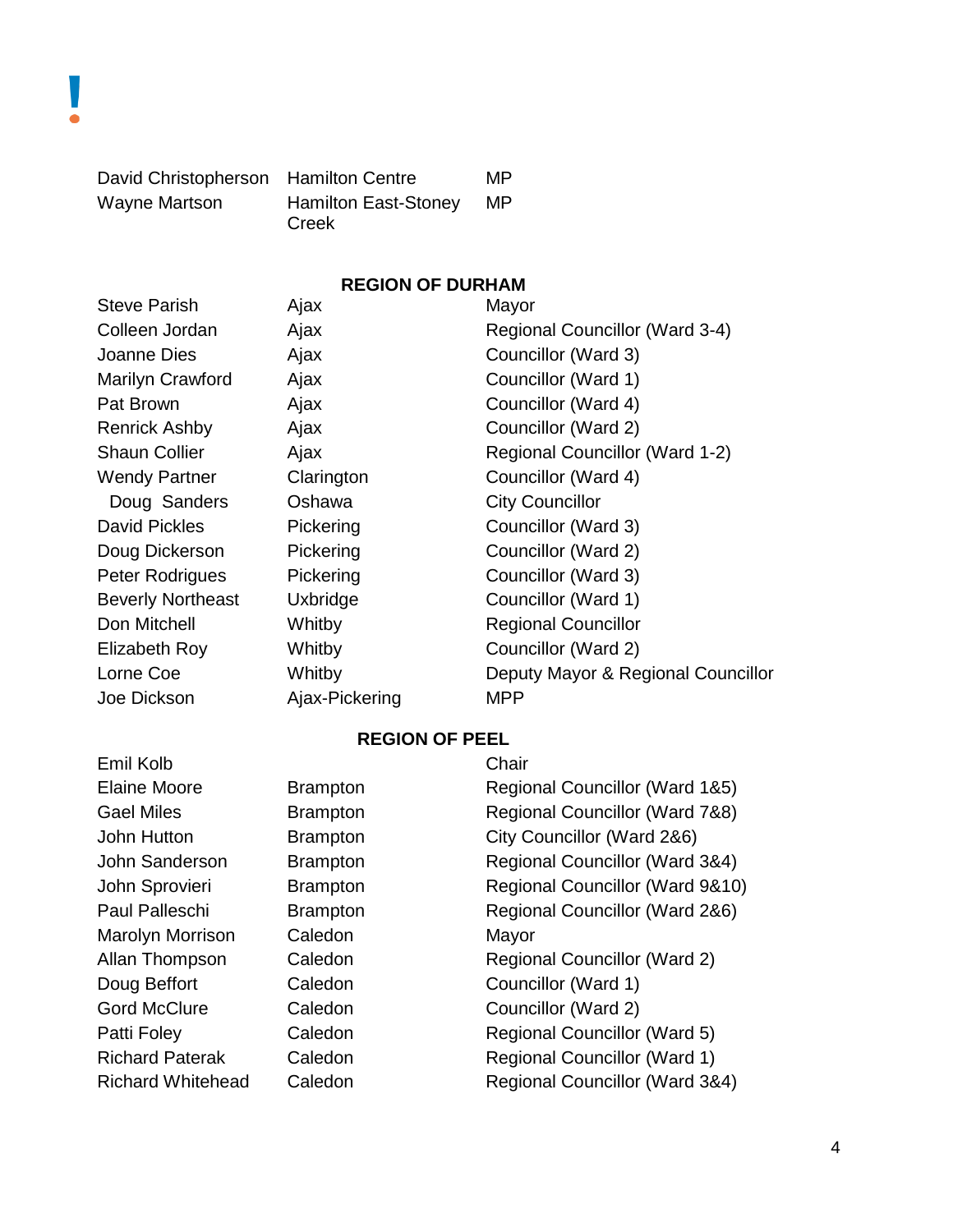| | | |
|---|---|---|
| David Christopherson | Hamilton Centre | MP |
| Wayne Martson | Hamilton East-Stoney Creek | MP |

**REGION OF DURHAM**

| | | |
|---|---|---|
| Steve Parish | Ajax | Mayor |
| Colleen Jordan | Ajax | Regional Councillor (Ward 3-4) |
| Joanne Dies | Ajax | Councillor (Ward 3) |
| Marilyn Crawford | Ajax | Councillor (Ward 1) |
| Pat Brown | Ajax | Councillor (Ward 4) |
| Renrick Ashby | Ajax | Councillor (Ward 2) |
| Shaun Collier | Ajax | Regional Councillor (Ward 1-2) |
| Wendy Partner | Clarington | Councillor (Ward 4) |
| Doug Sanders | Oshawa | City Councillor |
| David Pickles | Pickering | Councillor (Ward 3) |
| Doug Dickerson | Pickering | Councillor (Ward 2) |
| Peter Rodrigues | Pickering | Councillor (Ward 3) |
| Beverly Northeast | Uxbridge | Councillor (Ward 1) |
| Don Mitchell | Whitby | Regional Councillor |
| Elizabeth Roy | Whitby | Councillor (Ward 2) |
| Lorne Coe | Whitby | Deputy Mayor & Regional Councillor |
| Joe Dickson | Ajax-Pickering | MPP |

**REGION OF PEEL**

| | | |
|---|---|---|
| Emil Kolb | | Chair |
| Elaine Moore | Brampton | Regional Councillor (Ward 1&5) |
| Gael Miles | Brampton | Regional Councillor (Ward 7&8) |
| John Hutton | Brampton | City Councillor (Ward 2&6) |
| John Sanderson | Brampton | Regional Councillor (Ward 3&4) |
| John Sprovieri | Brampton | Regional Councillor (Ward 9&10) |
| Paul Palleschi | Brampton | Regional Councillor (Ward 2&6) |
| Marolyn Morrison | Caledon | Mayor |
| Allan Thompson | Caledon | Regional Councillor (Ward 2) |
| Doug Beffort | Caledon | Councillor (Ward 1) |
| Gord McClure | Caledon | Councillor (Ward 2) |
| Patti Foley | Caledon | Regional Councillor (Ward 5) |
| Richard Paterak | Caledon | Regional Councillor (Ward 1) |
| Richard Whitehead | Caledon | Regional Councillor (Ward 3&4) |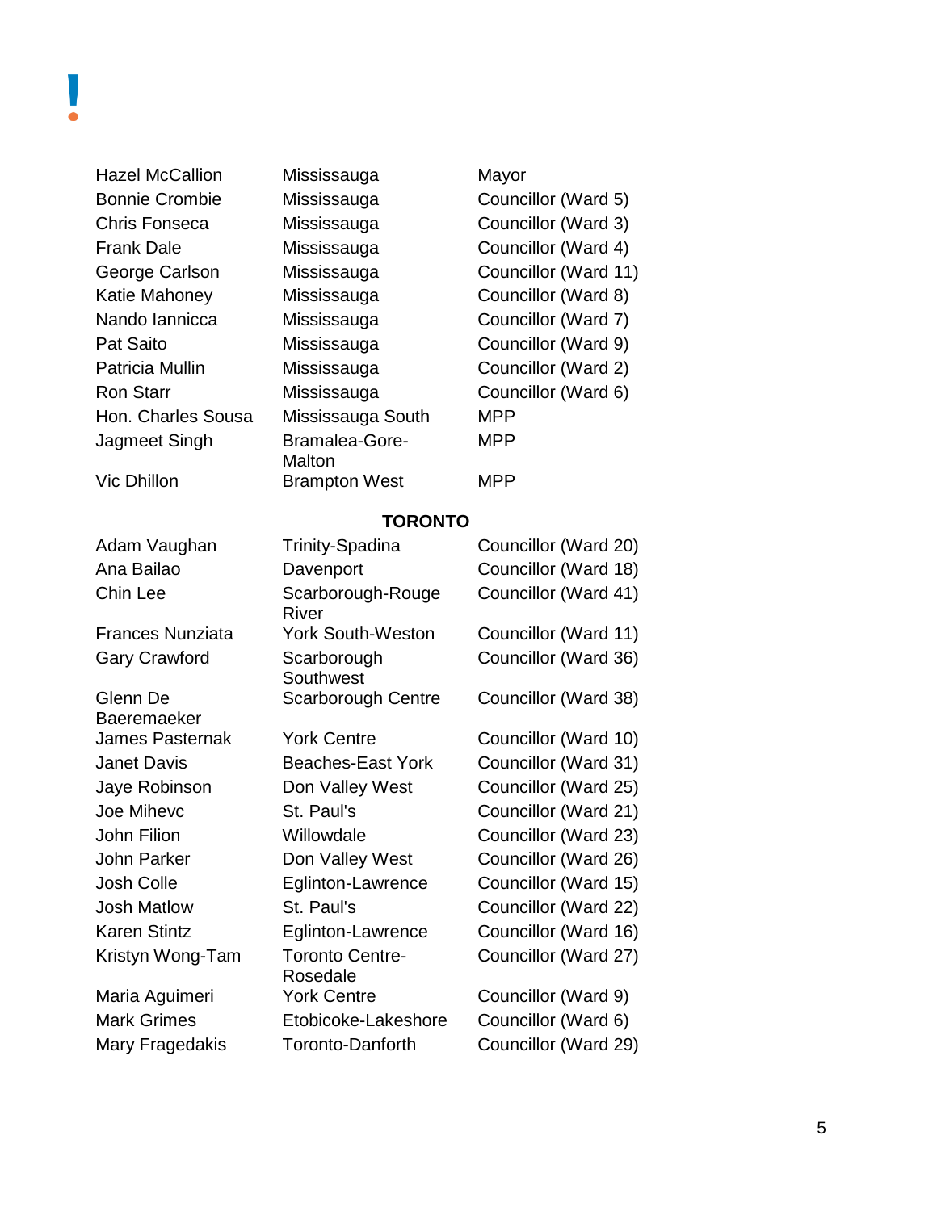| | | |
|---|---|---|
| Hazel McCallion | Mississauga | Mayor |
| Bonnie Crombie | Mississauga | Councillor (Ward 5) |
| Chris Fonseca | Mississauga | Councillor (Ward 3) |
| Frank Dale | Mississauga | Councillor (Ward 4) |
| George Carlson | Mississauga | Councillor (Ward 11) |
| Katie Mahoney | Mississauga | Councillor (Ward 8) |
| Nando Iannicca | Mississauga | Councillor (Ward 7) |
| Pat Saito | Mississauga | Councillor (Ward 9) |
| Patricia Mullin | Mississauga | Councillor (Ward 2) |
| Ron Starr | Mississauga | Councillor (Ward 6) |
| Hon. Charles Sousa | Mississauga South | MPP |
| Jagmeet Singh | Bramalea-Gore-Malton | MPP |
| Vic Dhillon | Brampton West | MPP |

**TORONTO**

| | | |
|---|---|---|
| Adam Vaughan | Trinity-Spadina | Councillor (Ward 20) |
| Ana Bailao | Davenport | Councillor (Ward 18) |
| Chin Lee | Scarborough-Rouge River | Councillor (Ward 41) |
| Frances Nunziata | York South-Weston | Councillor (Ward 11) |
| Gary Crawford | Scarborough Southwest | Councillor (Ward 36) |
| Glenn De Baeremaeker | Scarborough Centre | Councillor (Ward 38) |
| James Pasternak | York Centre | Councillor (Ward 10) |
| Janet Davis | Beaches-East York | Councillor (Ward 31) |
| Jaye Robinson | Don Valley West | Councillor (Ward 25) |
| Joe Mihevc | St. Paul's | Councillor (Ward 21) |
| John Filion | Willowdale | Councillor (Ward 23) |
| John Parker | Don Valley West | Councillor (Ward 26) |
| Josh Colle | Eglinton-Lawrence | Councillor (Ward 15) |
| Josh Matlow | St. Paul's | Councillor (Ward 22) |
| Karen Stintz | Eglinton-Lawrence | Councillor (Ward 16) |
| Kristyn Wong-Tam | Toronto Centre-Rosedale | Councillor (Ward 27) |
| Maria Aguimeri | York Centre | Councillor (Ward 9) |
| Mark Grimes | Etobicoke-Lakeshore | Councillor (Ward 6) |
| Mary Fragedakis | Toronto-Danforth | Councillor (Ward 29) |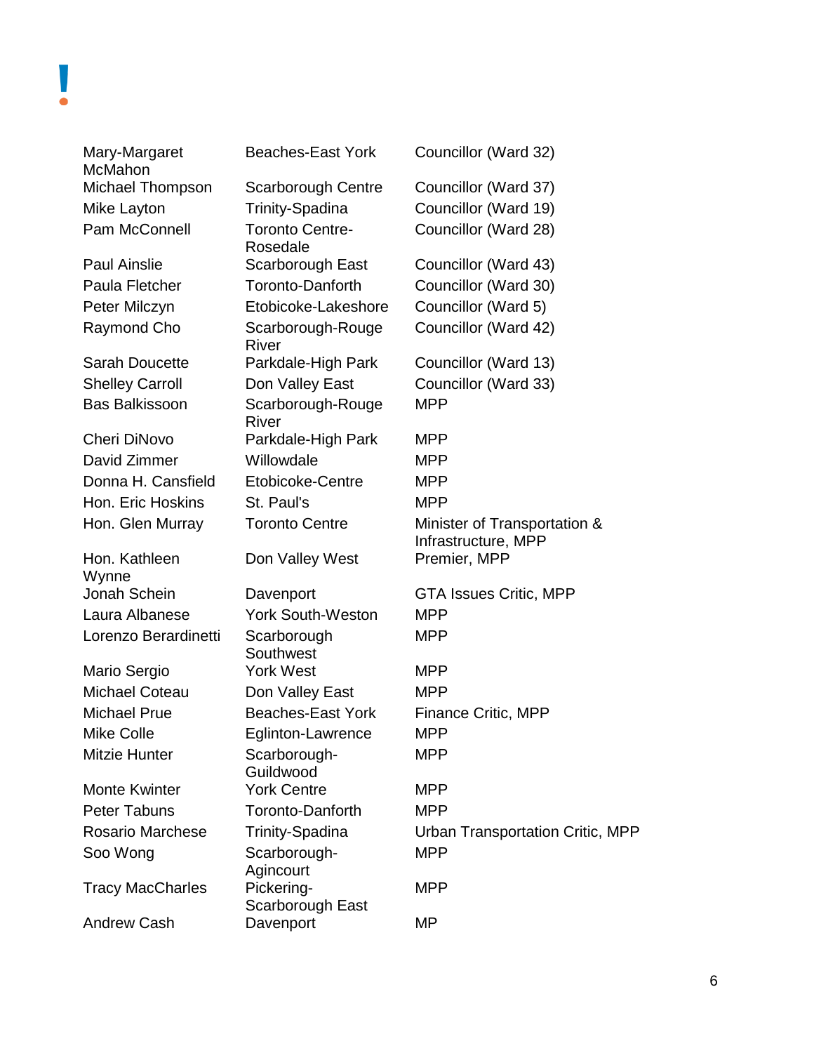| | | |
|---|---|---|
| Mary-Margaret McMahon | Beaches-East York | Councillor (Ward 32) |
| Michael Thompson | Scarborough Centre | Councillor (Ward 37) |
| Mike Layton | Trinity-Spadina | Councillor (Ward 19) |
| Pam McConnell | Toronto Centre-Rosedale | Councillor (Ward 28) |
| Paul Ainslie | Scarborough East | Councillor (Ward 43) |
| Paula Fletcher | Toronto-Danforth | Councillor (Ward 30) |
| Peter Milczyn | Etobicoke-Lakeshore | Councillor (Ward 5) |
| Raymond Cho | Scarborough-Rouge River | Councillor (Ward 42) |
| Sarah Doucette | Parkdale-High Park | Councillor (Ward 13) |
| Shelley Carroll | Don Valley East | Councillor (Ward 33) |
| Bas Balkissoon | Scarborough-Rouge River | MPP |
| Cheri DiNovo | Parkdale-High Park | MPP |
| David Zimmer | Willowdale | MPP |
| Donna H. Cansfield | Etobicoke-Centre | MPP |
| Hon. Eric Hoskins | St. Paul's | MPP |
| Hon. Glen Murray | Toronto Centre | Minister of Transportation & Infrastructure, MPP |
| Hon. Kathleen Wynne | Don Valley West | Premier, MPP |
| Jonah Schein | Davenport | GTA Issues Critic, MPP |
| Laura Albanese | York South-Weston | MPP |
| Lorenzo Berardinetti | Scarborough Southwest | MPP |
| Mario Sergio | York West | MPP |
| Michael Coteau | Don Valley East | MPP |
| Michael Prue | Beaches-East York | Finance Critic, MPP |
| Mike Colle | Eglinton-Lawrence | MPP |
| Mitzie Hunter | Scarborough-Guildwood | MPP |
| Monte Kwinter | York Centre | MPP |
| Peter Tabuns | Toronto-Danforth | MPP |
| Rosario Marchese | Trinity-Spadina | Urban Transportation Critic, MPP |
| Soo Wong | Scarborough-Agincourt | MPP |
| Tracy MacCharles | Pickering-Scarborough East | MPP |
| Andrew Cash | Davenport | MP |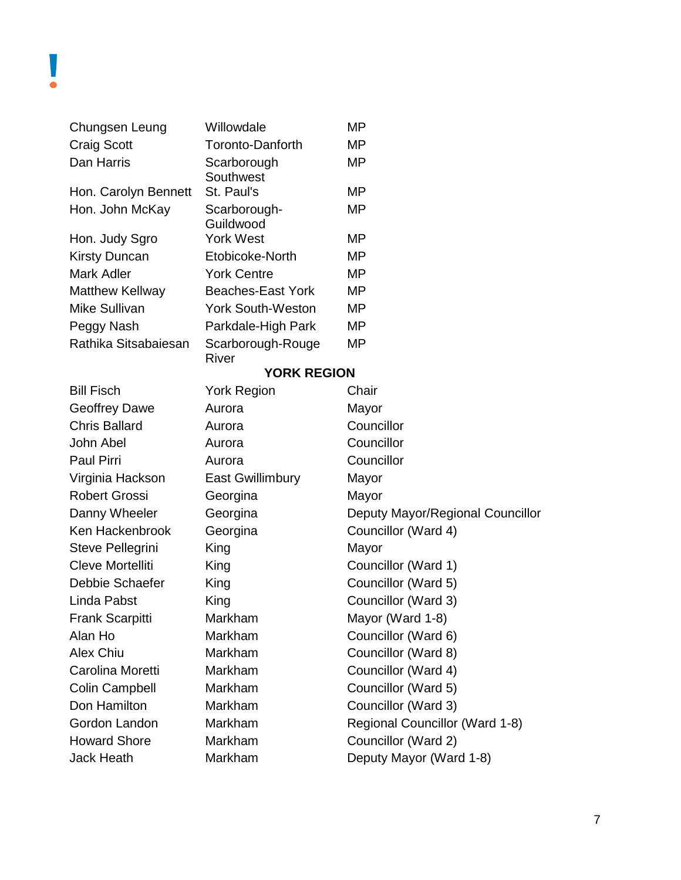| | | |
|---|---|---|
| Chungsen Leung | Willowdale | MP |
| Craig Scott | Toronto-Danforth | MP |
| Dan Harris | Scarborough Southwest | MP |
| Hon. Carolyn Bennett | St. Paul's | MP |
| Hon. John McKay | Scarborough-Guildwood | MP |
| Hon. Judy Sgro | York West | MP |
| Kirsty Duncan | Etobicoke-North | MP |
| Mark Adler | York Centre | MP |
| Matthew Kellway | Beaches-East York | MP |
| Mike Sullivan | York South-Weston | MP |
| Peggy Nash | Parkdale-High Park | MP |
| Rathika Sitsabaiesan | Scarborough-Rouge River | MP |
| | **YORK REGION** | |
| Bill Fisch | York Region | Chair |
| Geoffrey Dawe | Aurora | Mayor |
| Chris Ballard | Aurora | Councillor |
| John Abel | Aurora | Councillor |
| Paul Pirri | Aurora | Councillor |
| Virginia Hackson | East Gwillimbury | Mayor |
| Robert Grossi | Georgina | Mayor |
| Danny Wheeler | Georgina | Deputy Mayor/Regional Councillor |
| Ken Hackenbrook | Georgina | Councillor (Ward 4) |
| Steve Pellegrini | King | Mayor |
| Cleve Mortelliti | King | Councillor (Ward 1) |
| Debbie Schaefer | King | Councillor (Ward 5) |
| Linda Pabst | King | Councillor (Ward 3) |
| Frank Scarpitti | Markham | Mayor (Ward 1-8) |
| Alan Ho | Markham | Councillor (Ward 6) |
| Alex Chiu | Markham | Councillor (Ward 8) |
| Carolina Moretti | Markham | Councillor (Ward 4) |
| Colin Campbell | Markham | Councillor (Ward 5) |
| Don Hamilton | Markham | Councillor (Ward 3) |
| Gordon Landon | Markham | Regional Councillor (Ward 1-8) |
| Howard Shore | Markham | Councillor (Ward 2) |
| Jack Heath | Markham | Deputy Mayor (Ward 1-8) |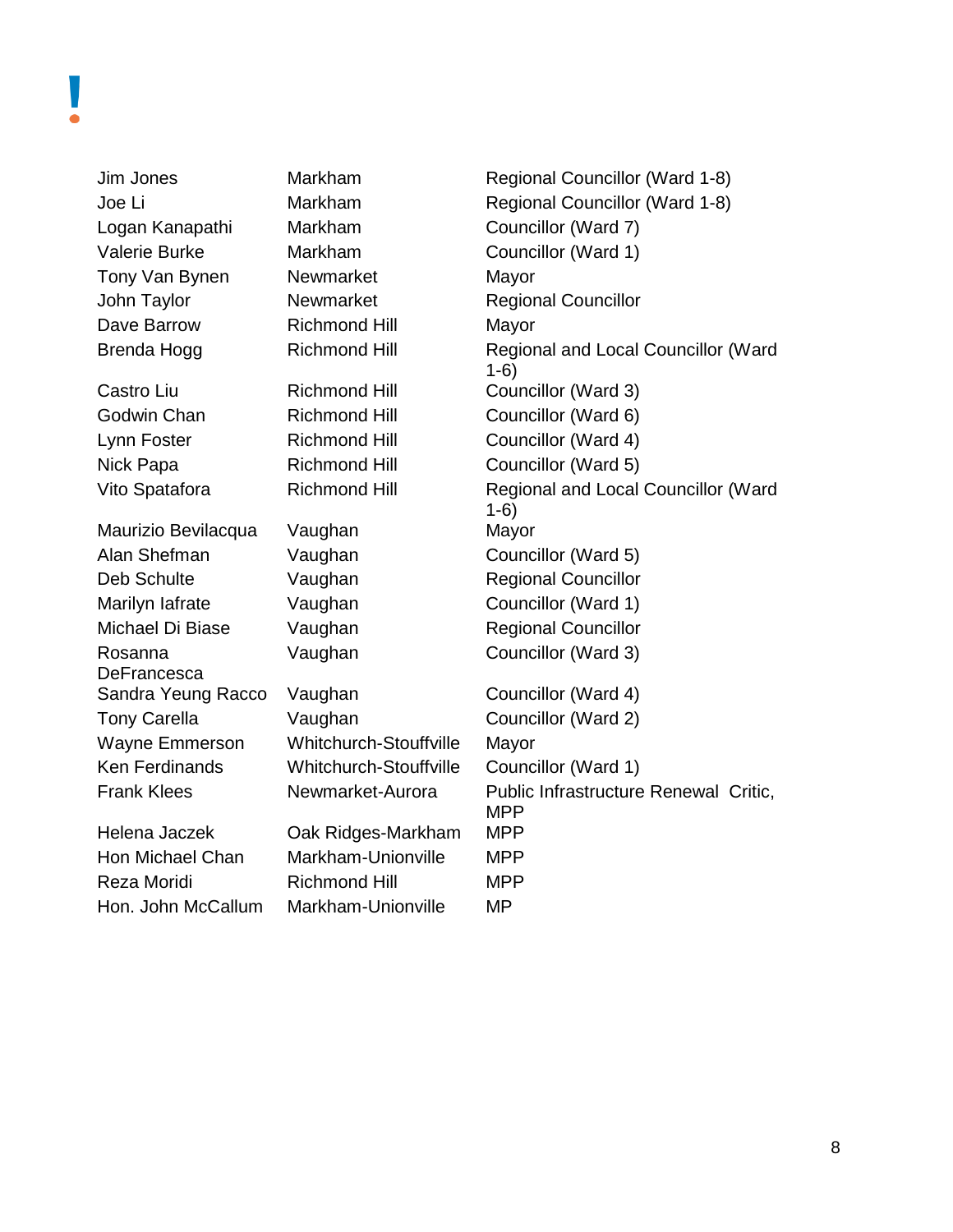| | | |
|---|---|---|
| Jim Jones | Markham | Regional Councillor (Ward 1-8) |
| Joe Li | Markham | Regional Councillor (Ward 1-8) |
| Logan Kanapathi | Markham | Councillor (Ward 7) |
| Valerie Burke | Markham | Councillor (Ward 1) |
| Tony Van Bynen | Newmarket | Mayor |
| John Taylor | Newmarket | Regional Councillor |
| Dave Barrow | Richmond Hill | Mayor |
| Brenda Hogg | Richmond Hill | Regional and Local Councillor (Ward 1-6) |
| Castro Liu | Richmond Hill | Councillor (Ward 3) |
| Godwin Chan | Richmond Hill | Councillor (Ward 6) |
| Lynn Foster | Richmond Hill | Councillor (Ward 4) |
| Nick Papa | Richmond Hill | Councillor (Ward 5) |
| Vito Spatafora | Richmond Hill | Regional and Local Councillor (Ward 1-6) |
| Maurizio Bevilacqua | Vaughan | Mayor |
| Alan Shefman | Vaughan | Councillor (Ward 5) |
| Deb Schulte | Vaughan | Regional Councillor |
| Marilyn Iafrate | Vaughan | Councillor (Ward 1) |
| Michael Di Biase | Vaughan | Regional Councillor |
| Rosanna DeFrancesca | Vaughan | Councillor (Ward 3) |
| Sandra Yeung Racco | Vaughan | Councillor (Ward 4) |
| Tony Carella | Vaughan | Councillor (Ward 2) |
| Wayne Emmerson | Whitchurch-Stouffville | Mayor |
| Ken Ferdinands | Whitchurch-Stouffville | Councillor (Ward 1) |
| Frank Klees | Newmarket-Aurora | Public Infrastructure Renewal Critic, MPP |
| Helena Jaczek | Oak Ridges-Markham | MPP |
| Hon Michael Chan | Markham-Unionville | MPP |
| Reza Moridi | Richmond Hill | MPP |
| Hon. John McCallum | Markham-Unionville | MP |